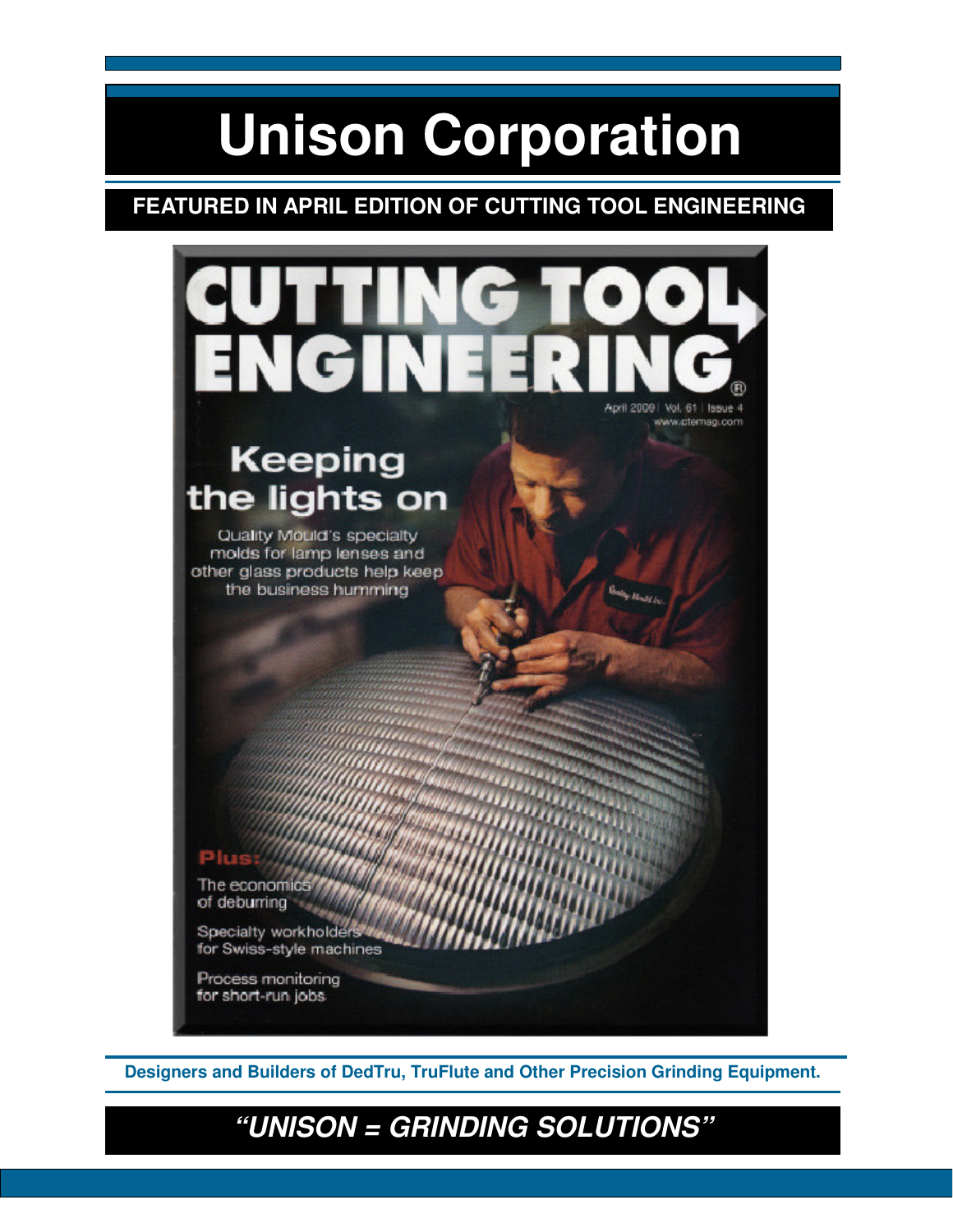# Unison Corporation

**FEATURED IN APRIL EDITION OF CUTTING TOOL ENGINEERING**

CUTTING TOOL ENGINEERING®

April 2009 | Vol. 61 | Issue 4
www.ctemag.com

## Keeping the lights on

Quality Mould's specialty molds for lamp lenses and other glass products help keep the business humming

**Plus:**

The economics of deburring

Specialty workholders for Swiss-style machines

Process monitoring for short-run jobs

**Designers and Builders of DedTru, TruFlute and Other Precision Grinding Equipment.**

***"UNISON = GRINDING SOLUTIONS"***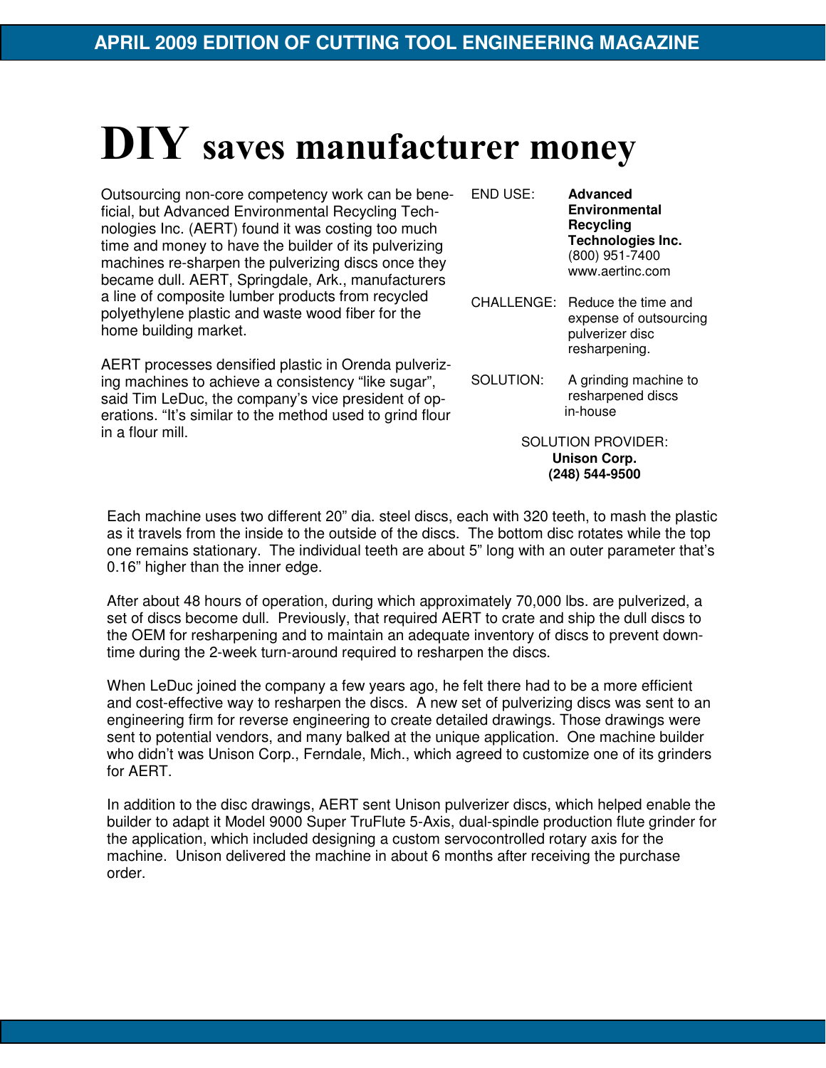# DIY saves manufacturer money

Outsourcing non-core competency work can be beneficial, but Advanced Environmental Recycling Technologies Inc. (AERT) found it was costing too much time and money to have the builder of its pulverizing machines re-sharpen the pulverizing discs once they became dull. AERT, Springdale, Ark., manufacturers a line of composite lumber products from recycled polyethylene plastic and waste wood fiber for the home building market.

AERT processes densified plastic in Orenda pulverizing machines to achieve a consistency “like sugar”, said Tim LeDuc, the company’s vice president of operations. “It’s similar to the method used to grind flour in a flour mill.

END USE: **Advanced Environmental Recycling Technologies Inc.**
(800) 951-7400
www.aertinc.com

CHALLENGE: Reduce the time and expense of outsourcing pulverizer disc resharpening.

SOLUTION: A grinding machine to resharpened discs in-house

SOLUTION PROVIDER:
**Unison Corp.**
**(248) 544-9500**

Each machine uses two different 20” dia. steel discs, each with 320 teeth, to mash the plastic as it travels from the inside to the outside of the discs. The bottom disc rotates while the top one remains stationary. The individual teeth are about 5” long with an outer parameter that’s 0.16” higher than the inner edge.

After about 48 hours of operation, during which approximately 70,000 lbs. are pulverized, a set of discs become dull. Previously, that required AERT to crate and ship the dull discs to the OEM for resharpening and to maintain an adequate inventory of discs to prevent downtime during the 2-week turn-around required to resharpen the discs.

When LeDuc joined the company a few years ago, he felt there had to be a more efficient and cost-effective way to resharpen the discs. A new set of pulverizing discs was sent to an engineering firm for reverse engineering to create detailed drawings. Those drawings were sent to potential vendors, and many balked at the unique application. One machine builder who didn’t was Unison Corp., Ferndale, Mich., which agreed to customize one of its grinders for AERT.

In addition to the disc drawings, AERT sent Unison pulverizer discs, which helped enable the builder to adapt it Model 9000 Super TruFlute 5-Axis, dual-spindle production flute grinder for the application, which included designing a custom servocontrolled rotary axis for the machine. Unison delivered the machine in about 6 months after receiving the purchase order.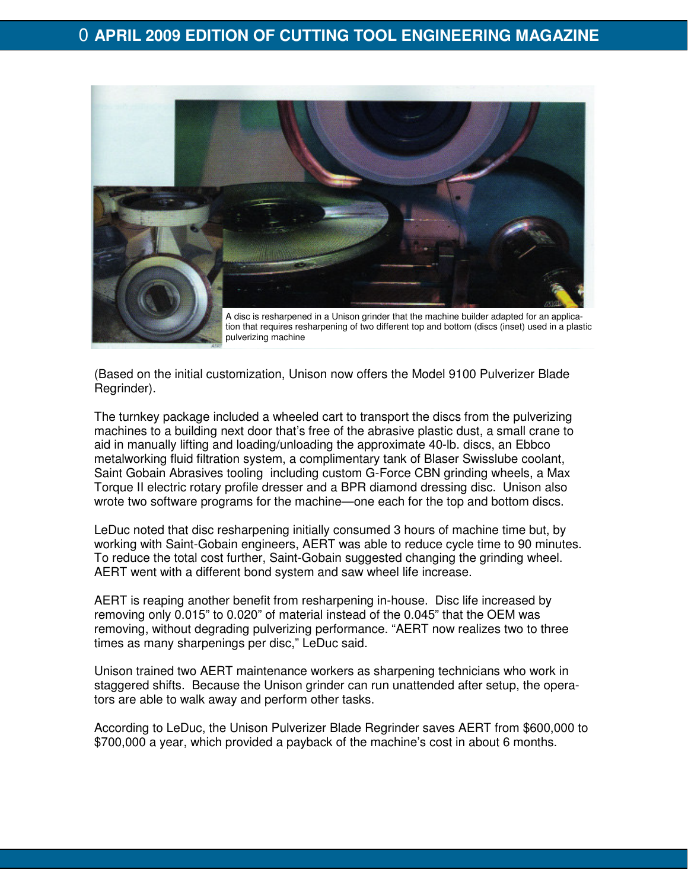A disc is resharpened in a Unison grinder that the machine builder adapted for an application that requires resharpening of two different top and bottom (discs (inset) used in a plastic pulverizing machine

(Based on the initial customization, Unison now offers the Model 9100 Pulverizer Blade Regrinder).

The turnkey package included a wheeled cart to transport the discs from the pulverizing machines to a building next door that's free of the abrasive plastic dust, a small crane to aid in manually lifting and loading/unloading the approximate 40-lb. discs, an Ebbco metalworking fluid filtration system, a complimentary tank of Blaser Swisslube coolant, Saint Gobain Abrasives tooling including custom G-Force CBN grinding wheels, a Max Torque II electric rotary profile dresser and a BPR diamond dressing disc. Unison also wrote two software programs for the machine—one each for the top and bottom discs.

LeDuc noted that disc resharpening initially consumed 3 hours of machine time but, by working with Saint-Gobain engineers, AERT was able to reduce cycle time to 90 minutes. To reduce the total cost further, Saint-Gobain suggested changing the grinding wheel. AERT went with a different bond system and saw wheel life increase.

AERT is reaping another benefit from resharpening in-house. Disc life increased by removing only 0.015" to 0.020" of material instead of the 0.045" that the OEM was removing, without degrading pulverizing performance. "AERT now realizes two to three times as many sharpenings per disc," LeDuc said.

Unison trained two AERT maintenance workers as sharpening technicians who work in staggered shifts. Because the Unison grinder can run unattended after setup, the operators are able to walk away and perform other tasks.

According to LeDuc, the Unison Pulverizer Blade Regrinder saves AERT from $600,000 to $700,000 a year, which provided a payback of the machine's cost in about 6 months.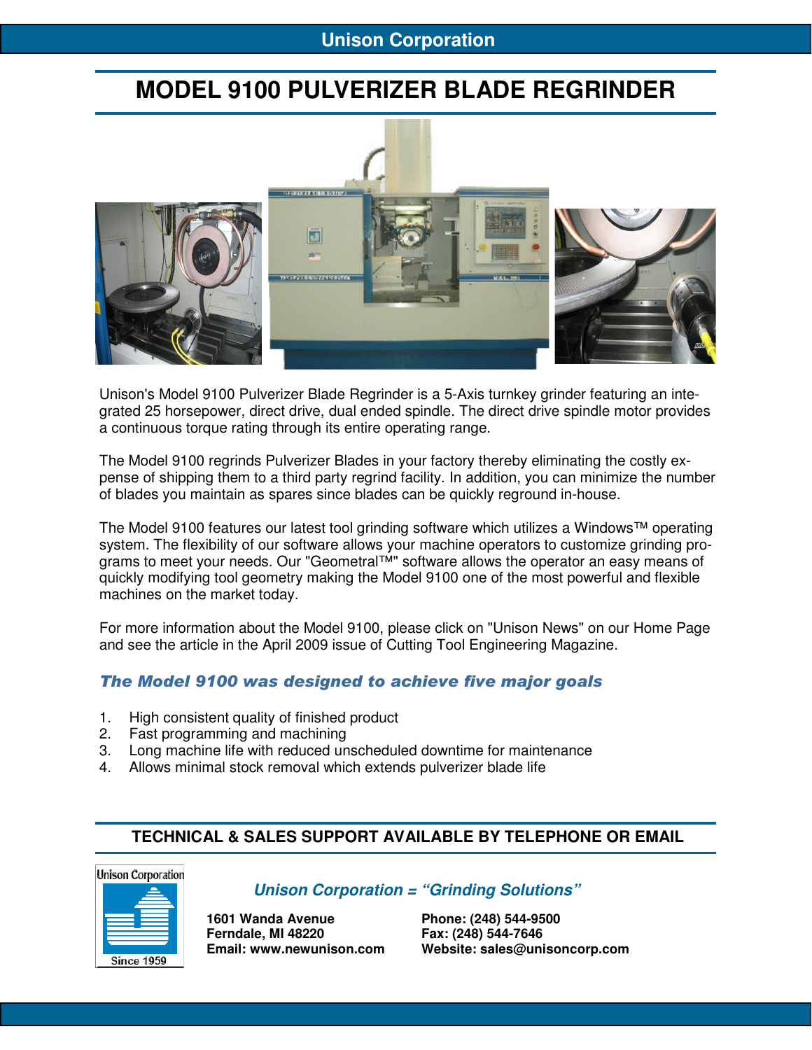# MODEL 9100 PULVERIZER BLADE REGRINDER

Unison's Model 9100 Pulverizer Blade Regrinder is a 5-Axis turnkey grinder featuring an integrated 25 horsepower, direct drive, dual ended spindle. The direct drive spindle motor provides a continuous torque rating through its entire operating range.

The Model 9100 regrinds Pulverizer Blades in your factory thereby eliminating the costly expense of shipping them to a third party regrind facility. In addition, you can minimize the number of blades you maintain as spares since blades can be quickly reground in-house.

The Model 9100 features our latest tool grinding software which utilizes a Windows™ operating system. The flexibility of our software allows your machine operators to customize grinding programs to meet your needs. Our "Geometral™" software allows the operator an easy means of quickly modifying tool geometry making the Model 9100 one of the most powerful and flexible machines on the market today.

For more information about the Model 9100, please click on "Unison News" on our Home Page and see the article in the April 2009 issue of Cutting Tool Engineering Magazine.

### *The Model 9100 was designed to achieve five major goals*

1. High consistent quality of finished product
2. Fast programming and machining
3. Long machine life with reduced unscheduled downtime for maintenance
4. Allows minimal stock removal which extends pulverizer blade life

## TECHNICAL & SALES SUPPORT AVAILABLE BY TELEPHONE OR EMAIL

Unison Corporation
Since 1959

***Unison Corporation = "Grinding Solutions"***

**1601 Wanda Avenue**
**Ferndale, MI 48220**
**Email: www.newunison.com**

**Phone: (248) 544-9500**
**Fax: (248) 544-7646**
**Website: sales@unisoncorp.com**